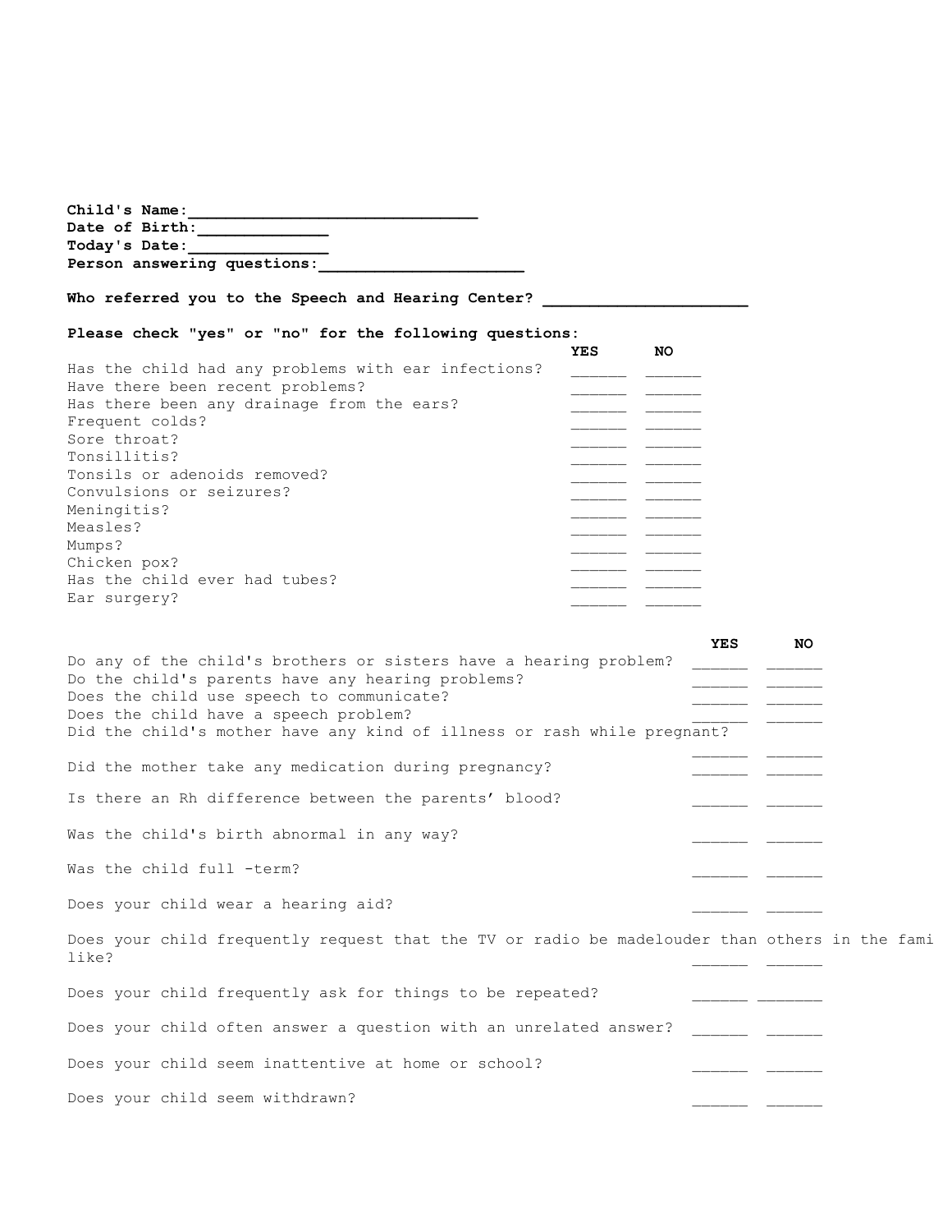**Child's Name:______________________________**
**Date of Birth:_____________**
**Today's Date:_______________**
**Person answering questions:_____________________**

**Who referred you to the Speech and Hearing Center? _____________________**

**Please check "yes" or "no" for the following questions:**

| | YES | NO |
|---|---|---|
| Has the child had any problems with ear infections? | ______ | ______ |
| Have there been recent problems? | ______ | ______ |
| Has there been any drainage from the ears? | ______ | ______ |
| Frequent colds? | ______ | ______ |
| Sore throat? | ______ | ______ |
| Tonsillitis? | ______ | ______ |
| Tonsils or adenoids removed? | ______ | ______ |
| Convulsions or seizures? | ______ | ______ |
| Meningitis? | ______ | ______ |
| Measles? | ______ | ______ |
| Mumps? | ______ | ______ |
| Chicken pox? | ______ | ______ |
| Has the child ever had tubes? | ______ | ______ |
| Ear surgery? | ______ | ______ |

| | YES | NO |
|---|---|---|
| Do any of the child's brothers or sisters have a hearing problem? | ______ | ______ |
| Do the child's parents have any hearing problems? | ______ | ______ |
| Does the child use speech to communicate? | ______ | ______ |
| Does the child have a speech problem? | ______ | ______ |
| Did the child's mother have any kind of illness or rash while pregnant? | ______ | ______ |
| Did the mother take any medication during pregnancy? | ______ | ______ |
| Is there an Rh difference between the parents' blood? | ______ | ______ |
| Was the child's birth abnormal in any way? | ______ | ______ |
| Was the child full -term? | ______ | ______ |
| Does your child wear a hearing aid? | ______ | ______ |
| Does your child frequently request that the TV or radio be madelouder than others in the fami like? | ______ | ______ |
| Does your child frequently ask for things to be repeated? | ______ | _______ |
| Does your child often answer a question with an unrelated answer? | ______ | ______ |
| Does your child seem inattentive at home or school? | ______ | ______ |
| Does your child seem withdrawn? | ______ | ______ |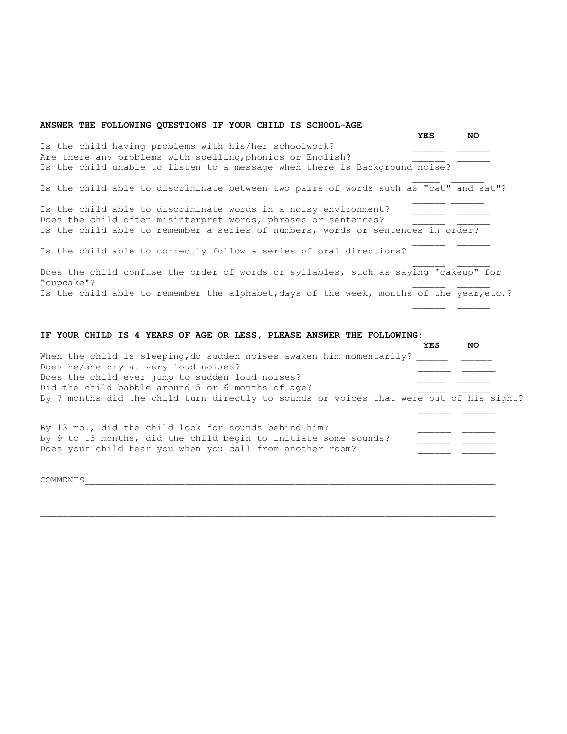**ANSWER THE FOLLOWING QUESTIONS IF YOUR CHILD IS SCHOOL-AGE**

| | YES | NO |
|---|---|---|
| Is the child having problems with his/her schoolwork? | ______ | ______ |
| Are there any problems with spelling,phonics or English? | ______ | ______ |
| Is the child unable to listen to a message when there is Background noise? | ______ | ______ |
| Is the child able to discriminate between two pairs of words such as "cat" and sat"? | ______ | ______ |
| Is the child able to discriminate words in a noisy environment? | ______ | ______ |
| Does the child often misinterpret words, phrases or sentences? | ______ | ______ |
| Is the child able to remember a series of numbers, words or sentences in order? | ______ | ______ |
| Is the child able to correctly follow a series of oral directions? | ______ | ______ |
| Does the child confuse the order of words or syllables, such as saying "cakeup" for "cupcake"? | ______ | ______ |
| Is the child able to remember the alphabet,days of the week, months of the year,etc.? | ______ | ______ |

**IF YOUR CHILD IS 4 YEARS OF AGE OR LESS, PLEASE ANSWER THE FOLLOWING:**

| | YES | NO |
|---|---|---|
| When the child is sleeping,do sudden noises awaken him momentarily? | ______ | ______ |
| Does he/she cry at very loud noises? | ______ | ______ |
| Does the child ever jump to sudden loud noises? | ______ | ______ |
| Did the child babble around 5 or 6 months of age? | ______ | ______ |
| By 7 months did the child turn directly to sounds or voices that were out of his sight? | ______ | ______ |
| By 13 mo., did the child look for sounds behind him? | ______ | ______ |
| by 9 to 13 months, did the child begin to initiate some sounds? | ______ | ______ |
| Does your child hear you when you call from another room? | ______ | ______ |

COMMENTS______________________________________________________________________________

_______________________________________________________________________________________